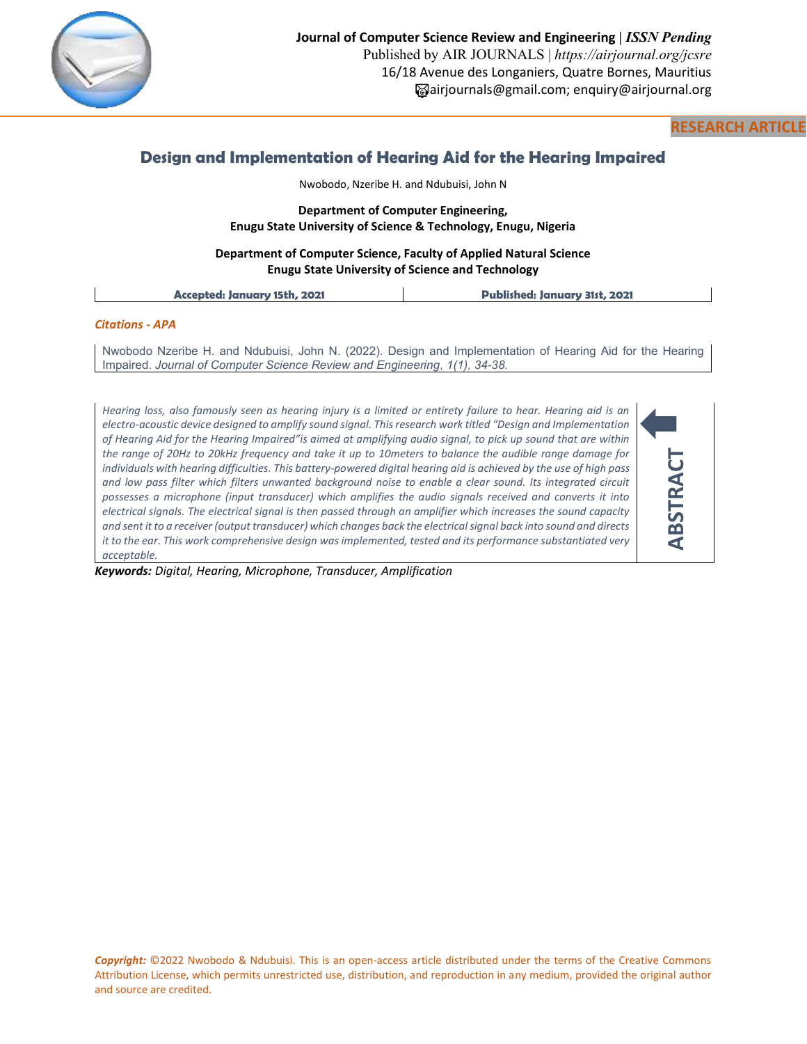Journal of Computer Science Review and Engineering | *ISSN Pending*
Published by AIR JOURNALS | *https://airjournal.org/jcsre*
16/18 Avenue des Longaniers, Quatre Bornes, Mauritius
airjournals@gmail.com; enquiry@airjournal.org

**RESEARCH ARTICLE**

# Design and Implementation of Hearing Aid for the Hearing Impaired

Nwobodo, Nzeribe H. and Ndubuisi, John N

**Department of Computer Engineering,**
**Enugu State University of Science & Technology, Enugu, Nigeria**

**Department of Computer Science, Faculty of Applied Natural Science**
**Enugu State University of Science and Technology**

| Accepted: January 15th, 2021 | Published: January 31st, 2021 |
|---|---|

*Citations - APA*

Nwobodo Nzeribe H. and Ndubuisi, John N. (2022). Design and Implementation of Hearing Aid for the Hearing Impaired. *Journal of Computer Science Review and Engineering, 1(1), 34-38.*

## ABSTRACT

*Hearing loss, also famously seen as hearing injury is a limited or entirety failure to hear. Hearing aid is an electro-acoustic device designed to amplify sound signal. This research work titled "Design and Implementation of Hearing Aid for the Hearing Impaired"is aimed at amplifying audio signal, to pick up sound that are within the range of 20Hz to 20kHz frequency and take it up to 10meters to balance the audible range damage for individuals with hearing difficulties. This battery-powered digital hearing aid is achieved by the use of high pass and low pass filter which filters unwanted background noise to enable a clear sound. Its integrated circuit possesses a microphone (input transducer) which amplifies the audio signals received and converts it into electrical signals. The electrical signal is then passed through an amplifier which increases the sound capacity and sent it to a receiver (output transducer) which changes back the electrical signal back into sound and directs it to the ear. This work comprehensive design was implemented, tested and its performance substantiated very acceptable.*

***Keywords:*** *Digital, Hearing, Microphone, Transducer, Amplification*

***Copyright:*** ©2022 Nwobodo & Ndubuisi. This is an open-access article distributed under the terms of the Creative Commons Attribution License, which permits unrestricted use, distribution, and reproduction in any medium, provided the original author and source are credited.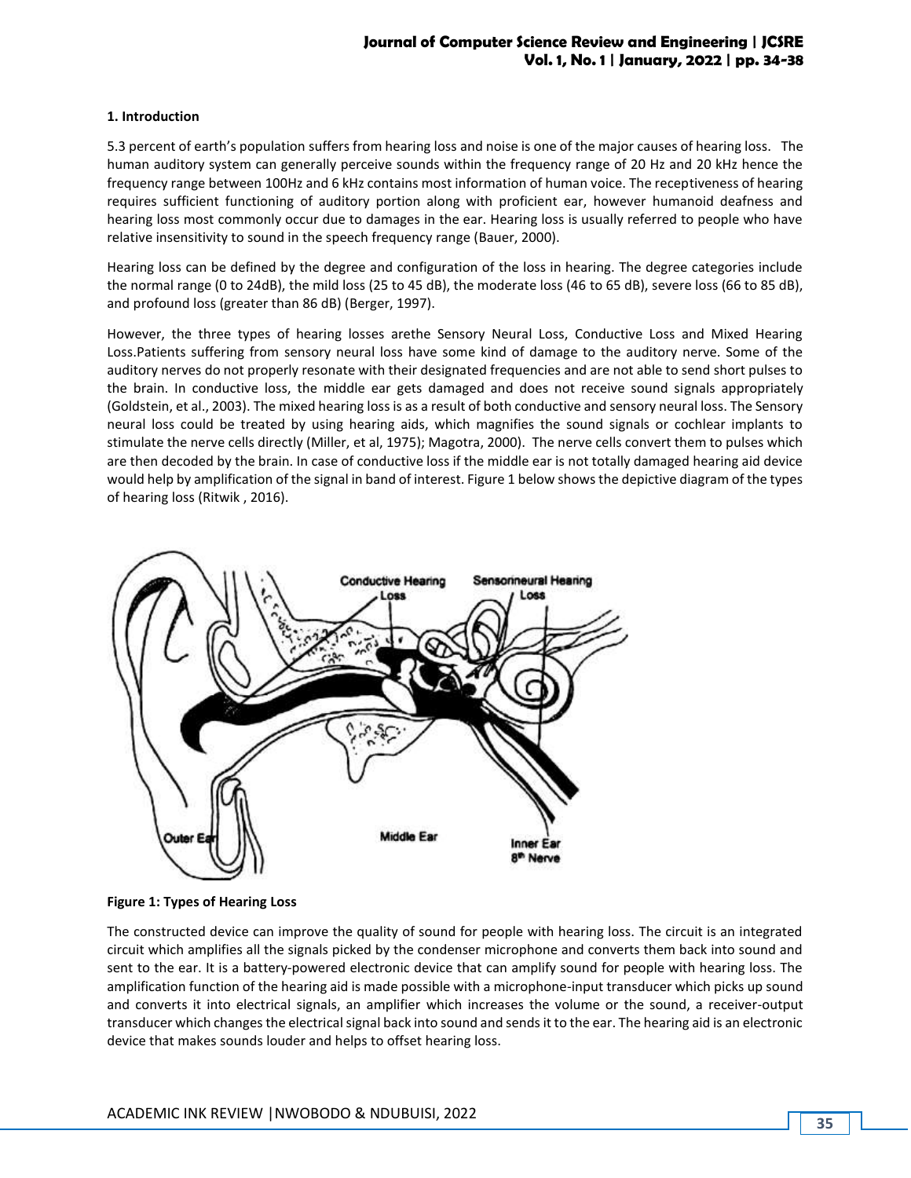### 1. Introduction

5.3 percent of earth's population suffers from hearing loss and noise is one of the major causes of hearing loss. The human auditory system can generally perceive sounds within the frequency range of 20 Hz and 20 kHz hence the frequency range between 100Hz and 6 kHz contains most information of human voice. The receptiveness of hearing requires sufficient functioning of auditory portion along with proficient ear, however humanoid deafness and hearing loss most commonly occur due to damages in the ear. Hearing loss is usually referred to people who have relative insensitivity to sound in the speech frequency range (Bauer, 2000).

Hearing loss can be defined by the degree and configuration of the loss in hearing. The degree categories include the normal range (0 to 24dB), the mild loss (25 to 45 dB), the moderate loss (46 to 65 dB), severe loss (66 to 85 dB), and profound loss (greater than 86 dB) (Berger, 1997).

However, the three types of hearing losses arethe Sensory Neural Loss, Conductive Loss and Mixed Hearing Loss.Patients suffering from sensory neural loss have some kind of damage to the auditory nerve. Some of the auditory nerves do not properly resonate with their designated frequencies and are not able to send short pulses to the brain. In conductive loss, the middle ear gets damaged and does not receive sound signals appropriately (Goldstein, et al., 2003). The mixed hearing loss is as a result of both conductive and sensory neural loss. The Sensory neural loss could be treated by using hearing aids, which magnifies the sound signals or cochlear implants to stimulate the nerve cells directly (Miller, et al, 1975); Magotra, 2000). The nerve cells convert them to pulses which are then decoded by the brain. In case of conductive loss if the middle ear is not totally damaged hearing aid device would help by amplification of the signal in band of interest. Figure 1 below shows the depictive diagram of the types of hearing loss (Ritwik , 2016).

**Figure 1: Types of Hearing Loss**

The constructed device can improve the quality of sound for people with hearing loss. The circuit is an integrated circuit which amplifies all the signals picked by the condenser microphone and converts them back into sound and sent to the ear. It is a battery-powered electronic device that can amplify sound for people with hearing loss. The amplification function of the hearing aid is made possible with a microphone-input transducer which picks up sound and converts it into electrical signals, an amplifier which increases the volume or the sound, a receiver-output transducer which changes the electrical signal back into sound and sends it to the ear. The hearing aid is an electronic device that makes sounds louder and helps to offset hearing loss.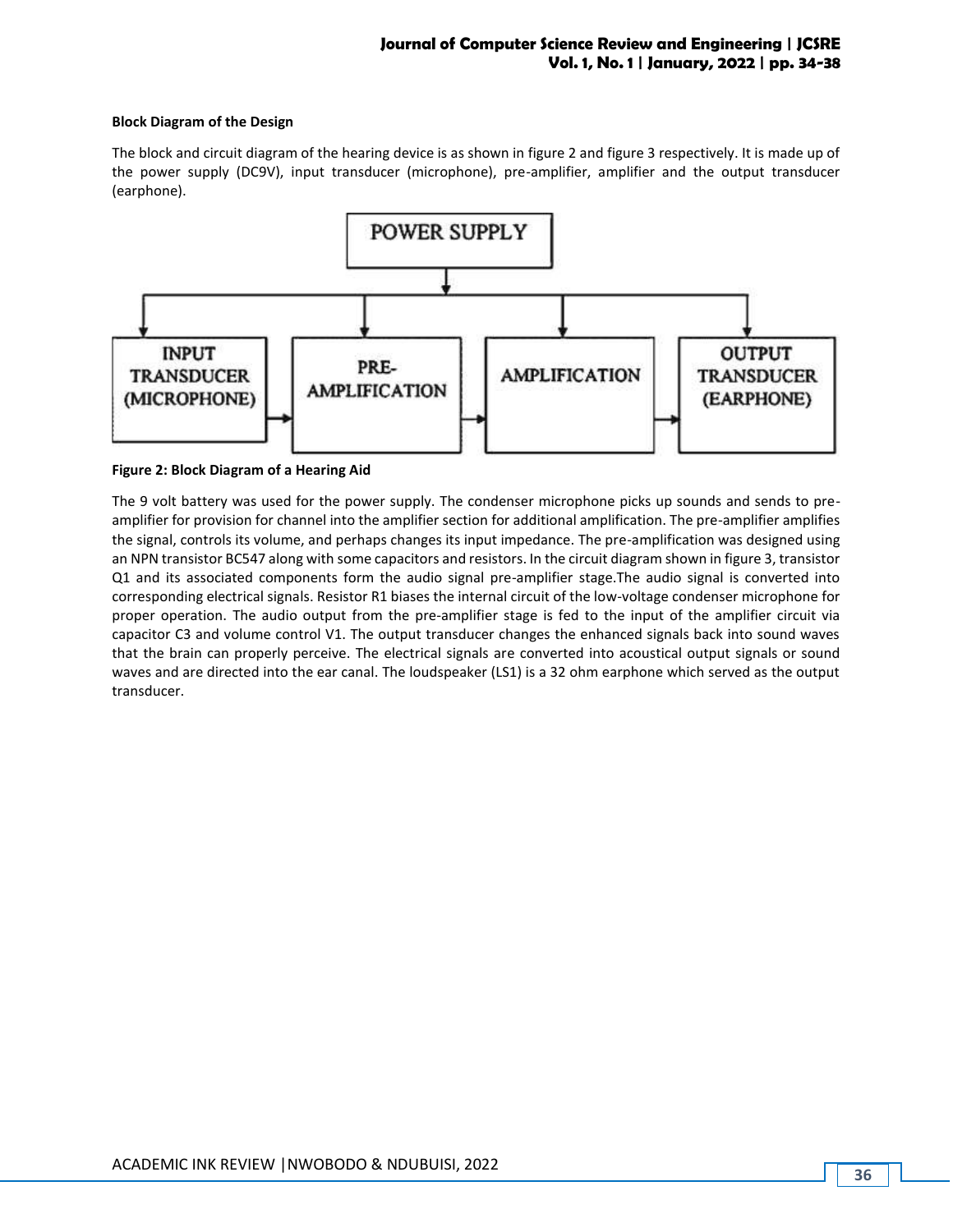**Block Diagram of the Design**

The block and circuit diagram of the hearing device is as shown in figure 2 and figure 3 respectively. It is made up of the power supply (DC9V), input transducer (microphone), pre-amplifier, amplifier and the output transducer (earphone).

**Figure 2: Block Diagram of a Hearing Aid**

The 9 volt battery was used for the power supply. The condenser microphone picks up sounds and sends to pre-amplifier for provision for channel into the amplifier section for additional amplification. The pre-amplifier amplifies the signal, controls its volume, and perhaps changes its input impedance. The pre-amplification was designed using an NPN transistor BC547 along with some capacitors and resistors. In the circuit diagram shown in figure 3, transistor Q1 and its associated components form the audio signal pre-amplifier stage.The audio signal is converted into corresponding electrical signals. Resistor R1 biases the internal circuit of the low-voltage condenser microphone for proper operation. The audio output from the pre-amplifier stage is fed to the input of the amplifier circuit via capacitor C3 and volume control V1. The output transducer changes the enhanced signals back into sound waves that the brain can properly perceive. The electrical signals are converted into acoustical output signals or sound waves and are directed into the ear canal. The loudspeaker (LS1) is a 32 ohm earphone which served as the output transducer.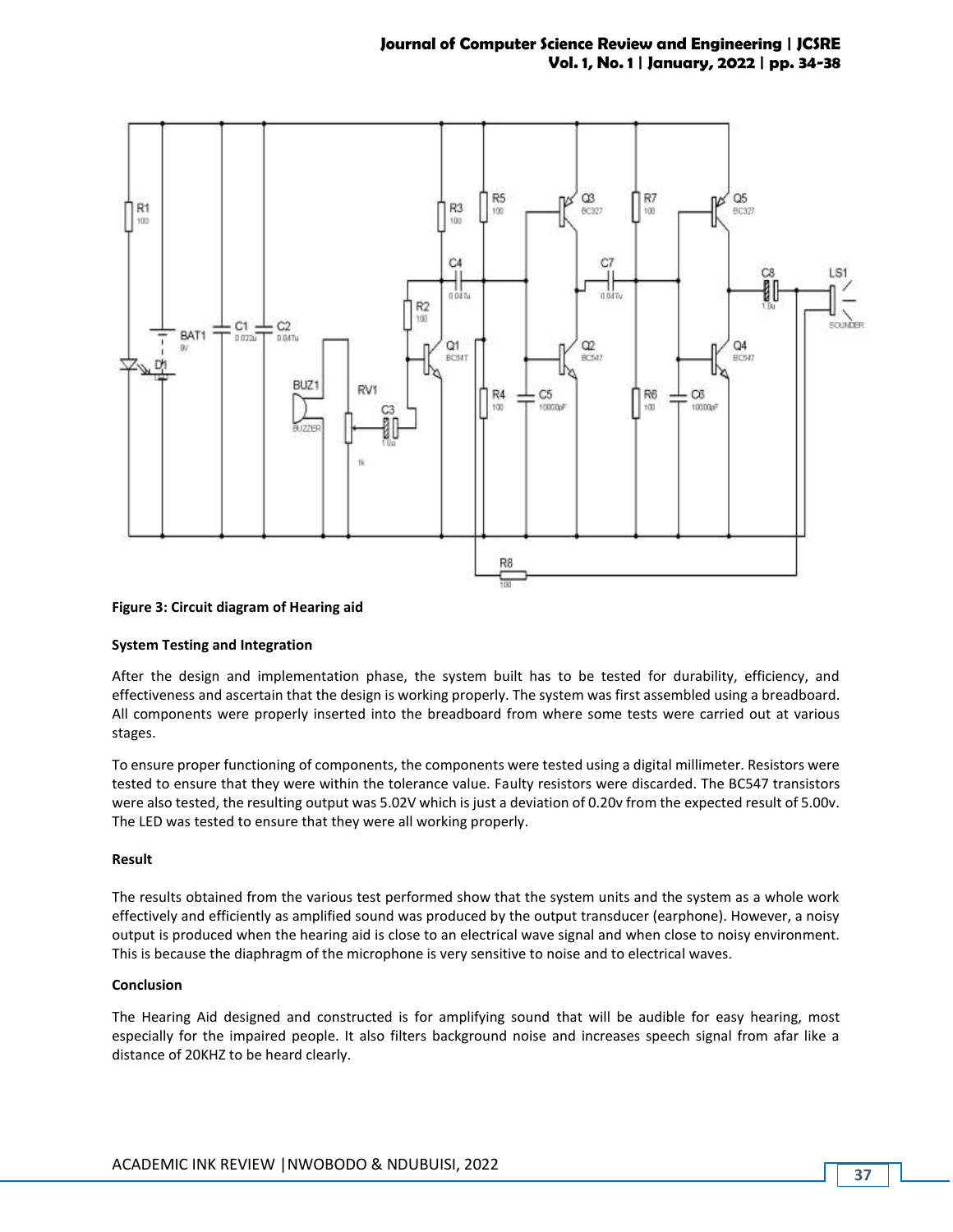**Figure 3: Circuit diagram of Hearing aid**

**System Testing and Integration**

After the design and implementation phase, the system built has to be tested for durability, efficiency, and effectiveness and ascertain that the design is working properly. The system was first assembled using a breadboard. All components were properly inserted into the breadboard from where some tests were carried out at various stages.

To ensure proper functioning of components, the components were tested using a digital millimeter. Resistors were tested to ensure that they were within the tolerance value. Faulty resistors were discarded. The BC547 transistors were also tested, the resulting output was 5.02V which is just a deviation of 0.20v from the expected result of 5.00v. The LED was tested to ensure that they were all working properly.

**Result**

The results obtained from the various test performed show that the system units and the system as a whole work effectively and efficiently as amplified sound was produced by the output transducer (earphone). However, a noisy output is produced when the hearing aid is close to an electrical wave signal and when close to noisy environment. This is because the diaphragm of the microphone is very sensitive to noise and to electrical waves.

**Conclusion**

The Hearing Aid designed and constructed is for amplifying sound that will be audible for easy hearing, most especially for the impaired people. It also filters background noise and increases speech signal from afar like a distance of 20KHZ to be heard clearly.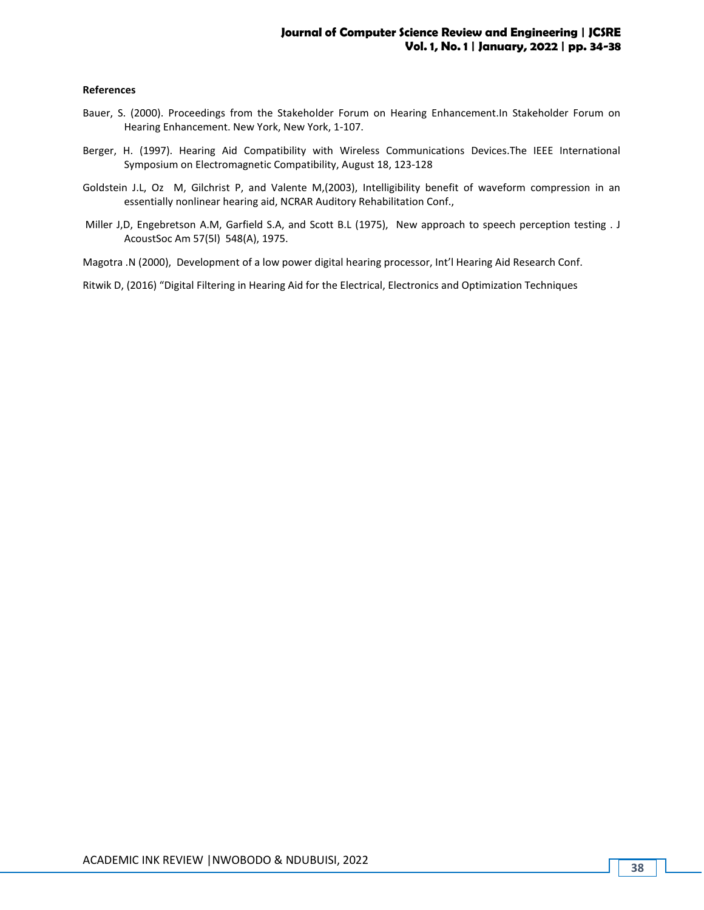**References**

Bauer, S. (2000). Proceedings from the Stakeholder Forum on Hearing Enhancement.In Stakeholder Forum on Hearing Enhancement. New York, New York, 1-107.

Berger, H. (1997). Hearing Aid Compatibility with Wireless Communications Devices.The IEEE International Symposium on Electromagnetic Compatibility, August 18, 123-128

Goldstein J.L, Oz M, Gilchrist P, and Valente M,(2003), Intelligibility benefit of waveform compression in an essentially nonlinear hearing aid, NCRAR Auditory Rehabilitation Conf.,

Miller J,D, Engebretson A.M, Garfield S.A, and Scott B.L (1975), New approach to speech perception testing . J AcoustSoc Am 57(5l) 548(A), 1975.

Magotra .N (2000), Development of a low power digital hearing processor, Int'l Hearing Aid Research Conf.

Ritwik D, (2016) "Digital Filtering in Hearing Aid for the Electrical, Electronics and Optimization Techniques